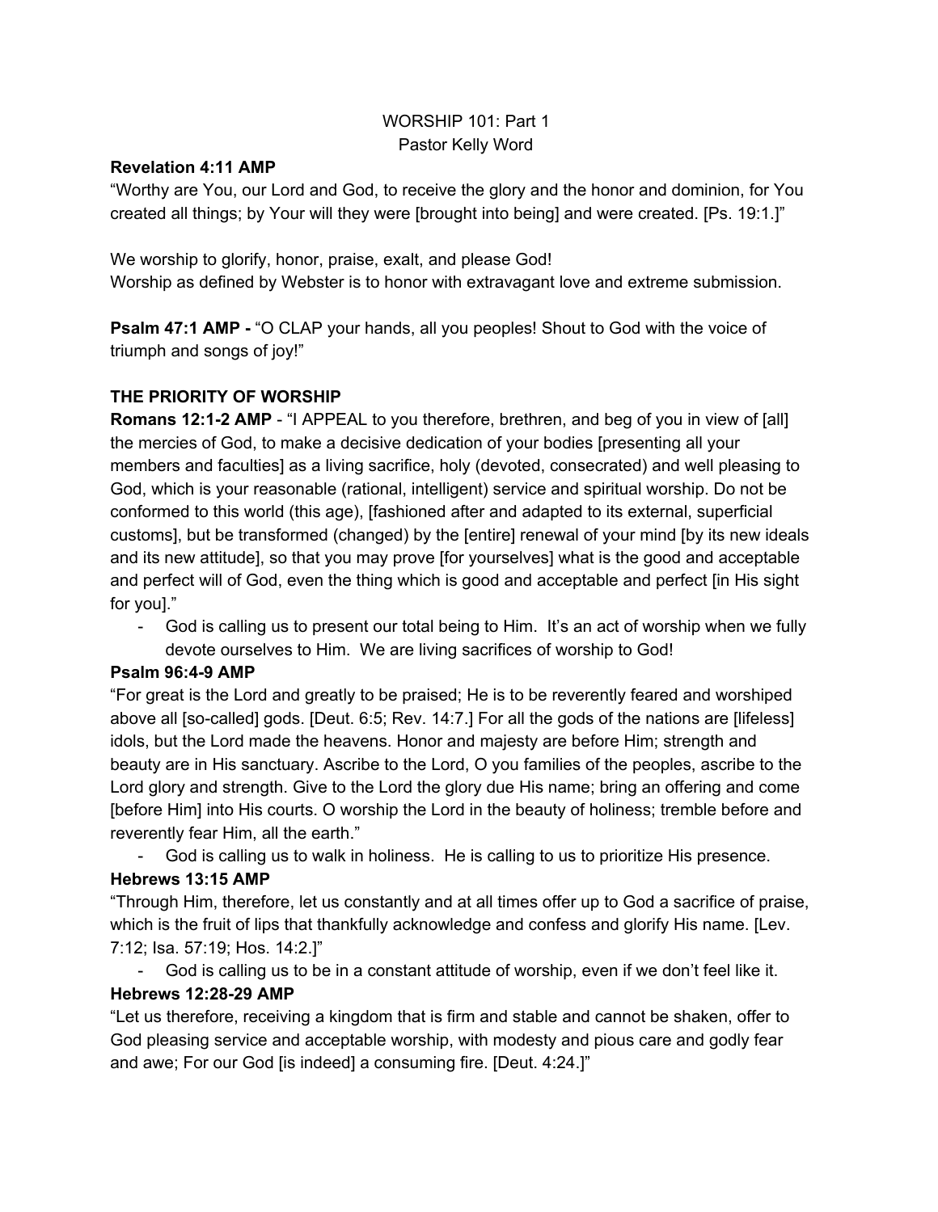# WORSHIP 101: Part 1

Pastor Kelly Word

**Revelation 4:11 AMP**

"Worthy are You, our Lord and God, to receive the glory and the honor and dominion, for You created all things; by Your will they were [brought into being] and were created. [Ps. 19:1.]"

We worship to glorify, honor, praise, exalt, and please God!

Worship as defined by Webster is to honor with extravagant love and extreme submission.

**Psalm 47:1 AMP -** "O CLAP your hands, all you peoples! Shout to God with the voice of triumph and songs of joy!"

## THE PRIORITY OF WORSHIP

**Romans 12:1-2 AMP** - "I APPEAL to you therefore, brethren, and beg of you in view of [all] the mercies of God, to make a decisive dedication of your bodies [presenting all your members and faculties] as a living sacrifice, holy (devoted, consecrated) and well pleasing to God, which is your reasonable (rational, intelligent) service and spiritual worship. Do not be conformed to this world (this age), [fashioned after and adapted to its external, superficial customs], but be transformed (changed) by the [entire] renewal of your mind [by its new ideals and its new attitude], so that you may prove [for yourselves] what is the good and acceptable and perfect will of God, even the thing which is good and acceptable and perfect [in His sight for you]."

- God is calling us to present our total being to Him. It's an act of worship when we fully devote ourselves to Him. We are living sacrifices of worship to God!

**Psalm 96:4-9 AMP**

"For great is the Lord and greatly to be praised; He is to be reverently feared and worshiped above all [so-called] gods. [Deut. 6:5; Rev. 14:7.] For all the gods of the nations are [lifeless] idols, but the Lord made the heavens. Honor and majesty are before Him; strength and beauty are in His sanctuary. Ascribe to the Lord, O you families of the peoples, ascribe to the Lord glory and strength. Give to the Lord the glory due His name; bring an offering and come [before Him] into His courts. O worship the Lord in the beauty of holiness; tremble before and reverently fear Him, all the earth."

- God is calling us to walk in holiness. He is calling to us to prioritize His presence.

**Hebrews 13:15 AMP**

"Through Him, therefore, let us constantly and at all times offer up to God a sacrifice of praise, which is the fruit of lips that thankfully acknowledge and confess and glorify His name. [Lev. 7:12; Isa. 57:19; Hos. 14:2.]"

- God is calling us to be in a constant attitude of worship, even if we don't feel like it.

**Hebrews 12:28-29 AMP**

"Let us therefore, receiving a kingdom that is firm and stable and cannot be shaken, offer to God pleasing service and acceptable worship, with modesty and pious care and godly fear and awe; For our God [is indeed] a consuming fire. [Deut. 4:24.]"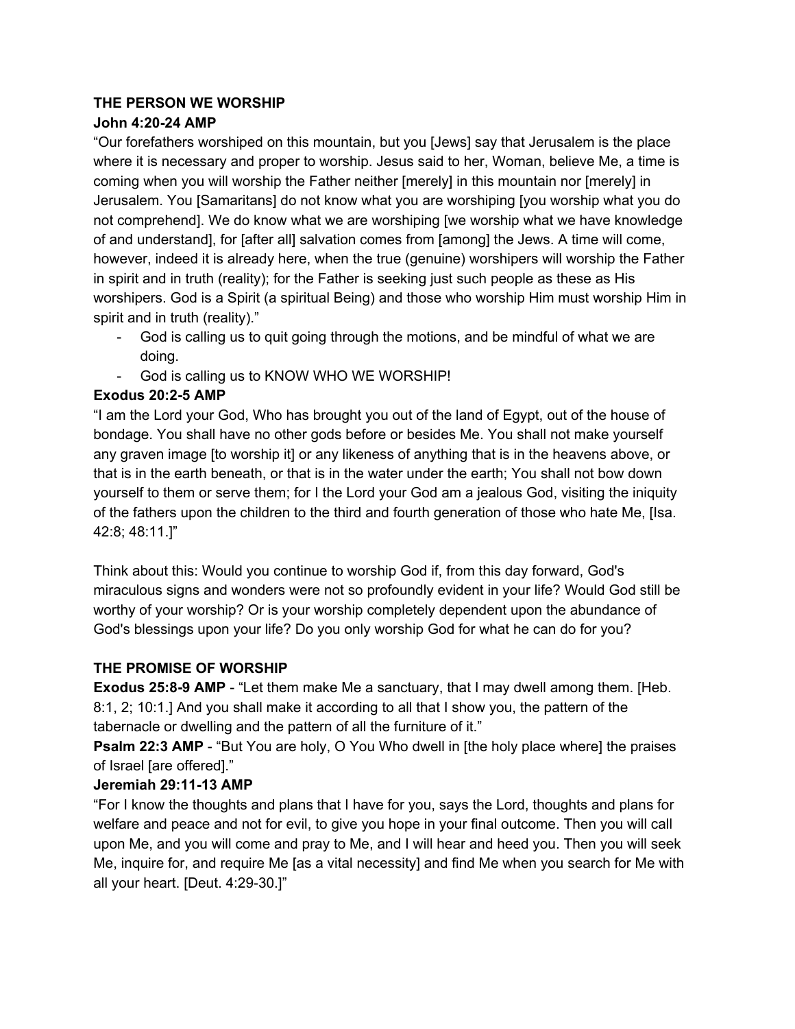**THE PERSON WE WORSHIP**
**John 4:20-24 AMP**

"Our forefathers worshiped on this mountain, but you [Jews] say that Jerusalem is the place where it is necessary and proper to worship. Jesus said to her, Woman, believe Me, a time is coming when you will worship the Father neither [merely] in this mountain nor [merely] in Jerusalem. You [Samaritans] do not know what you are worshiping [you worship what you do not comprehend]. We do know what we are worshiping [we worship what we have knowledge of and understand], for [after all] salvation comes from [among] the Jews. A time will come, however, indeed it is already here, when the true (genuine) worshipers will worship the Father in spirit and in truth (reality); for the Father is seeking just such people as these as His worshipers. God is a Spirit (a spiritual Being) and those who worship Him must worship Him in spirit and in truth (reality)."

- God is calling us to quit going through the motions, and be mindful of what we are doing.
- God is calling us to KNOW WHO WE WORSHIP!

**Exodus 20:2-5 AMP**

"I am the Lord your God, Who has brought you out of the land of Egypt, out of the house of bondage. You shall have no other gods before or besides Me. You shall not make yourself any graven image [to worship it] or any likeness of anything that is in the heavens above, or that is in the earth beneath, or that is in the water under the earth; You shall not bow down yourself to them or serve them; for I the Lord your God am a jealous God, visiting the iniquity of the fathers upon the children to the third and fourth generation of those who hate Me, [Isa. 42:8; 48:11.]"

Think about this: Would you continue to worship God if, from this day forward, God's miraculous signs and wonders were not so profoundly evident in your life? Would God still be worthy of your worship? Or is your worship completely dependent upon the abundance of God's blessings upon your life? Do you only worship God for what he can do for you?

**THE PROMISE OF WORSHIP**

**Exodus 25:8-9 AMP** - "Let them make Me a sanctuary, that I may dwell among them. [Heb. 8:1, 2; 10:1.] And you shall make it according to all that I show you, the pattern of the tabernacle or dwelling and the pattern of all the furniture of it."

**Psalm 22:3 AMP** - "But You are holy, O You Who dwell in [the holy place where] the praises of Israel [are offered]."

**Jeremiah 29:11-13 AMP**

"For I know the thoughts and plans that I have for you, says the Lord, thoughts and plans for welfare and peace and not for evil, to give you hope in your final outcome. Then you will call upon Me, and you will come and pray to Me, and I will hear and heed you. Then you will seek Me, inquire for, and require Me [as a vital necessity] and find Me when you search for Me with all your heart. [Deut. 4:29-30.]"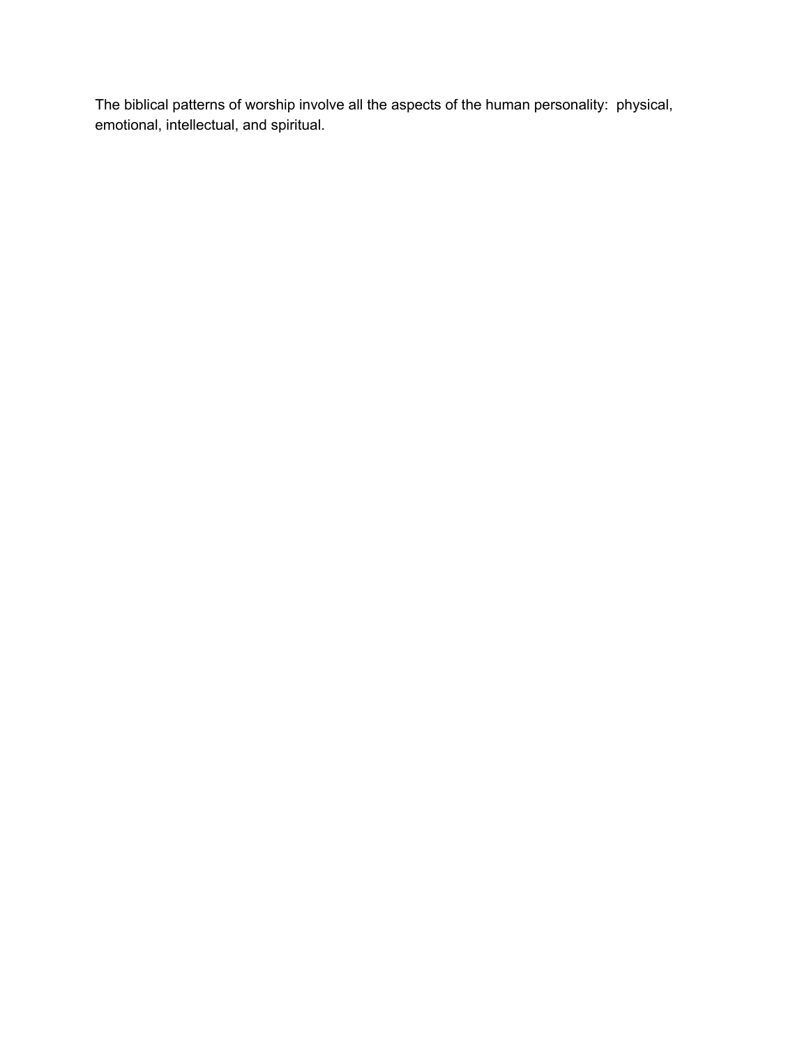The biblical patterns of worship involve all the aspects of the human personality:  physical, emotional, intellectual, and spiritual.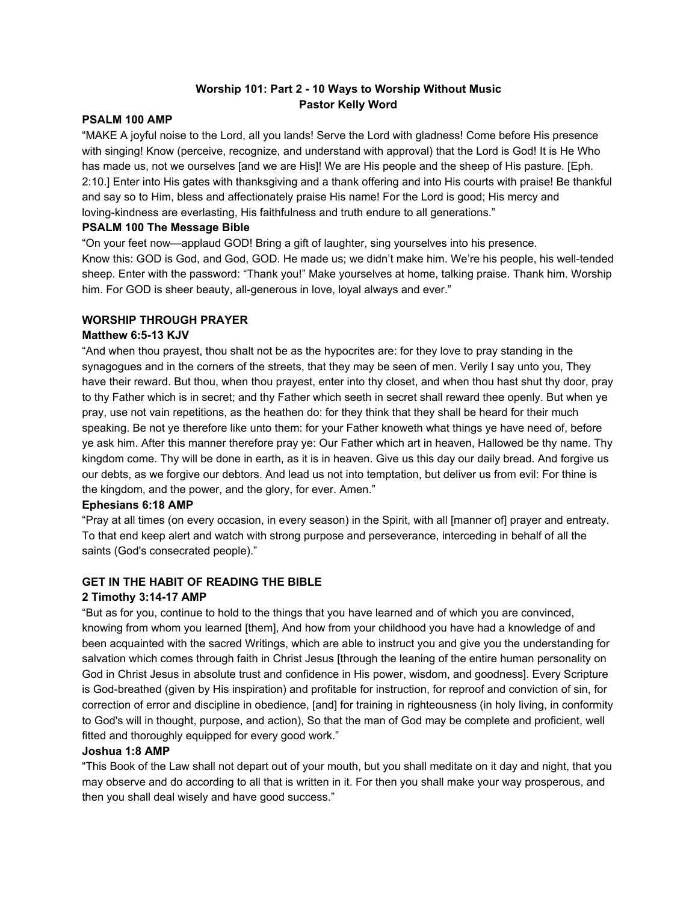**Worship 101: Part 2 - 10 Ways to Worship Without Music**
**Pastor Kelly Word**

**PSALM 100 AMP**

"MAKE A joyful noise to the Lord, all you lands! Serve the Lord with gladness! Come before His presence with singing! Know (perceive, recognize, and understand with approval) that the Lord is God! It is He Who has made us, not we ourselves [and we are His]! We are His people and the sheep of His pasture. [Eph. 2:10.] Enter into His gates with thanksgiving and a thank offering and into His courts with praise! Be thankful and say so to Him, bless and affectionately praise His name! For the Lord is good; His mercy and loving-kindness are everlasting, His faithfulness and truth endure to all generations."

**PSALM 100 The Message Bible**

"On your feet now—applaud GOD! Bring a gift of laughter, sing yourselves into his presence. Know this: GOD is God, and God, GOD. He made us; we didn't make him. We're his people, his well-tended sheep. Enter with the password: "Thank you!" Make yourselves at home, talking praise. Thank him. Worship him. For GOD is sheer beauty, all-generous in love, loyal always and ever."

**WORSHIP THROUGH PRAYER**

**Matthew 6:5-13 KJV**

"And when thou prayest, thou shalt not be as the hypocrites are: for they love to pray standing in the synagogues and in the corners of the streets, that they may be seen of men. Verily I say unto you, They have their reward. But thou, when thou prayest, enter into thy closet, and when thou hast shut thy door, pray to thy Father which is in secret; and thy Father which seeth in secret shall reward thee openly. But when ye pray, use not vain repetitions, as the heathen do: for they think that they shall be heard for their much speaking. Be not ye therefore like unto them: for your Father knoweth what things ye have need of, before ye ask him. After this manner therefore pray ye: Our Father which art in heaven, Hallowed be thy name. Thy kingdom come. Thy will be done in earth, as it is in heaven. Give us this day our daily bread. And forgive us our debts, as we forgive our debtors. And lead us not into temptation, but deliver us from evil: For thine is the kingdom, and the power, and the glory, for ever. Amen."

**Ephesians 6:18 AMP**

"Pray at all times (on every occasion, in every season) in the Spirit, with all [manner of] prayer and entreaty. To that end keep alert and watch with strong purpose and perseverance, interceding in behalf of all the saints (God's consecrated people)."

**GET IN THE HABIT OF READING THE BIBLE**

**2 Timothy 3:14-17 AMP**

"But as for you, continue to hold to the things that you have learned and of which you are convinced, knowing from whom you learned [them], And how from your childhood you have had a knowledge of and been acquainted with the sacred Writings, which are able to instruct you and give you the understanding for salvation which comes through faith in Christ Jesus [through the leaning of the entire human personality on God in Christ Jesus in absolute trust and confidence in His power, wisdom, and goodness]. Every Scripture is God-breathed (given by His inspiration) and profitable for instruction, for reproof and conviction of sin, for correction of error and discipline in obedience, [and] for training in righteousness (in holy living, in conformity to God's will in thought, purpose, and action), So that the man of God may be complete and proficient, well fitted and thoroughly equipped for every good work."

**Joshua 1:8 AMP**

"This Book of the Law shall not depart out of your mouth, but you shall meditate on it day and night, that you may observe and do according to all that is written in it. For then you shall make your way prosperous, and then you shall deal wisely and have good success."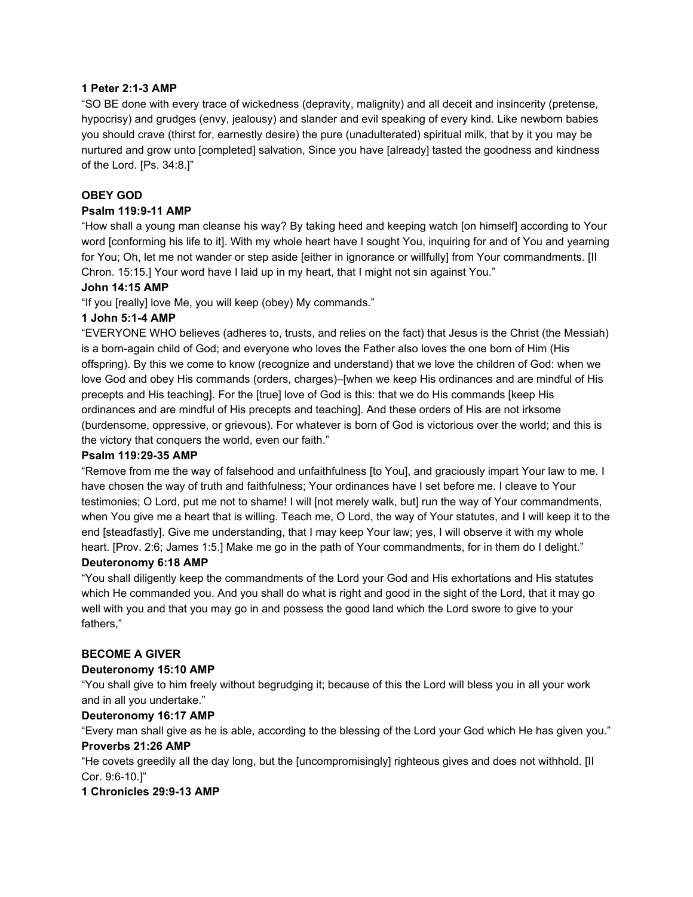**1 Peter 2:1-3 AMP**

"SO BE done with every trace of wickedness (depravity, malignity) and all deceit and insincerity (pretense, hypocrisy) and grudges (envy, jealousy) and slander and evil speaking of every kind. Like newborn babies you should crave (thirst for, earnestly desire) the pure (unadulterated) spiritual milk, that by it you may be nurtured and grow unto [completed] salvation, Since you have [already] tasted the goodness and kindness of the Lord. [Ps. 34:8.]"

**OBEY GOD**

**Psalm 119:9-11 AMP**

"How shall a young man cleanse his way? By taking heed and keeping watch [on himself] according to Your word [conforming his life to it]. With my whole heart have I sought You, inquiring for and of You and yearning for You; Oh, let me not wander or step aside [either in ignorance or willfully] from Your commandments. [II Chron. 15:15.] Your word have I laid up in my heart, that I might not sin against You."

**John 14:15 AMP**

"If you [really] love Me, you will keep (obey) My commands."

**1 John 5:1-4 AMP**

"EVERYONE WHO believes (adheres to, trusts, and relies on the fact) that Jesus is the Christ (the Messiah) is a born-again child of God; and everyone who loves the Father also loves the one born of Him (His offspring). By this we come to know (recognize and understand) that we love the children of God: when we love God and obey His commands (orders, charges)–[when we keep His ordinances and are mindful of His precepts and His teaching]. For the [true] love of God is this: that we do His commands [keep His ordinances and are mindful of His precepts and teaching]. And these orders of His are not irksome (burdensome, oppressive, or grievous). For whatever is born of God is victorious over the world; and this is the victory that conquers the world, even our faith."

**Psalm 119:29-35 AMP**

"Remove from me the way of falsehood and unfaithfulness [to You], and graciously impart Your law to me. I have chosen the way of truth and faithfulness; Your ordinances have I set before me. I cleave to Your testimonies; O Lord, put me not to shame! I will [not merely walk, but] run the way of Your commandments, when You give me a heart that is willing. Teach me, O Lord, the way of Your statutes, and I will keep it to the end [steadfastly]. Give me understanding, that I may keep Your law; yes, I will observe it with my whole heart. [Prov. 2:6; James 1:5.] Make me go in the path of Your commandments, for in them do I delight."

**Deuteronomy 6:18 AMP**

"You shall diligently keep the commandments of the Lord your God and His exhortations and His statutes which He commanded you. And you shall do what is right and good in the sight of the Lord, that it may go well with you and that you may go in and possess the good land which the Lord swore to give to your fathers,"

**BECOME A GIVER**

**Deuteronomy 15:10 AMP**

"You shall give to him freely without begrudging it; because of this the Lord will bless you in all your work and in all you undertake."

**Deuteronomy 16:17 AMP**

"Every man shall give as he is able, according to the blessing of the Lord your God which He has given you."

**Proverbs 21:26 AMP**

"He covets greedily all the day long, but the [uncompromisingly] righteous gives and does not withhold. [II Cor. 9:6-10.]"

**1 Chronicles 29:9-13 AMP**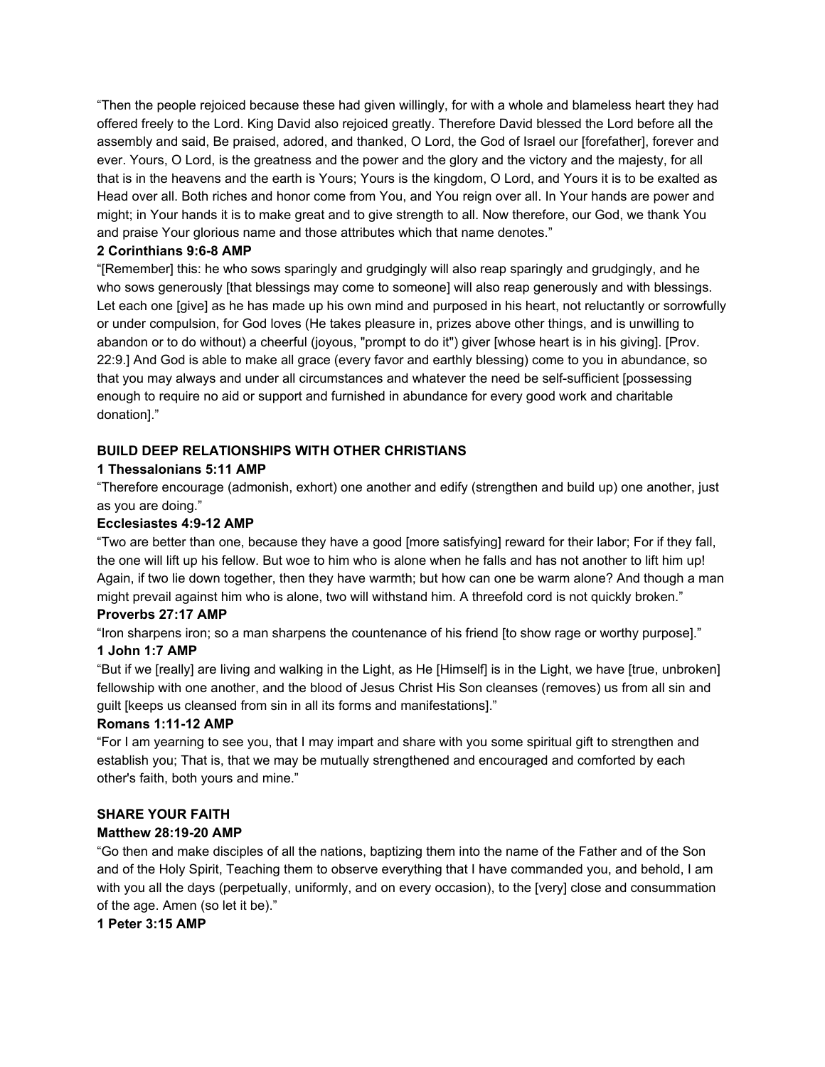“Then the people rejoiced because these had given willingly, for with a whole and blameless heart they had offered freely to the Lord. King David also rejoiced greatly. Therefore David blessed the Lord before all the assembly and said, Be praised, adored, and thanked, O Lord, the God of Israel our [forefather], forever and ever. Yours, O Lord, is the greatness and the power and the glory and the victory and the majesty, for all that is in the heavens and the earth is Yours; Yours is the kingdom, O Lord, and Yours it is to be exalted as Head over all. Both riches and honor come from You, and You reign over all. In Your hands are power and might; in Your hands it is to make great and to give strength to all. Now therefore, our God, we thank You and praise Your glorious name and those attributes which that name denotes.”

**2 Corinthians 9:6-8 AMP**

“[Remember] this: he who sows sparingly and grudgingly will also reap sparingly and grudgingly, and he who sows generously [that blessings may come to someone] will also reap generously and with blessings. Let each one [give] as he has made up his own mind and purposed in his heart, not reluctantly or sorrowfully or under compulsion, for God loves (He takes pleasure in, prizes above other things, and is unwilling to abandon or to do without) a cheerful (joyous, "prompt to do it") giver [whose heart is in his giving]. [Prov. 22:9.] And God is able to make all grace (every favor and earthly blessing) come to you in abundance, so that you may always and under all circumstances and whatever the need be self-sufficient [possessing enough to require no aid or support and furnished in abundance for every good work and charitable donation].”

**BUILD DEEP RELATIONSHIPS WITH OTHER CHRISTIANS**

**1 Thessalonians 5:11 AMP**

“Therefore encourage (admonish, exhort) one another and edify (strengthen and build up) one another, just as you are doing.”

**Ecclesiastes 4:9-12 AMP**

“Two are better than one, because they have a good [more satisfying] reward for their labor; For if they fall, the one will lift up his fellow. But woe to him who is alone when he falls and has not another to lift him up! Again, if two lie down together, then they have warmth; but how can one be warm alone? And though a man might prevail against him who is alone, two will withstand him. A threefold cord is not quickly broken.”

**Proverbs 27:17 AMP**

“Iron sharpens iron; so a man sharpens the countenance of his friend [to show rage or worthy purpose].”

**1 John 1:7 AMP**

“But if we [really] are living and walking in the Light, as He [Himself] is in the Light, we have [true, unbroken] fellowship with one another, and the blood of Jesus Christ His Son cleanses (removes) us from all sin and guilt [keeps us cleansed from sin in all its forms and manifestations].”

**Romans 1:11-12 AMP**

“For I am yearning to see you, that I may impart and share with you some spiritual gift to strengthen and establish you; That is, that we may be mutually strengthened and encouraged and comforted by each other's faith, both yours and mine.”

**SHARE YOUR FAITH**

**Matthew 28:19-20 AMP**

“Go then and make disciples of all the nations, baptizing them into the name of the Father and of the Son and of the Holy Spirit, Teaching them to observe everything that I have commanded you, and behold, I am with you all the days (perpetually, uniformly, and on every occasion), to the [very] close and consummation of the age. Amen (so let it be).”

**1 Peter 3:15 AMP**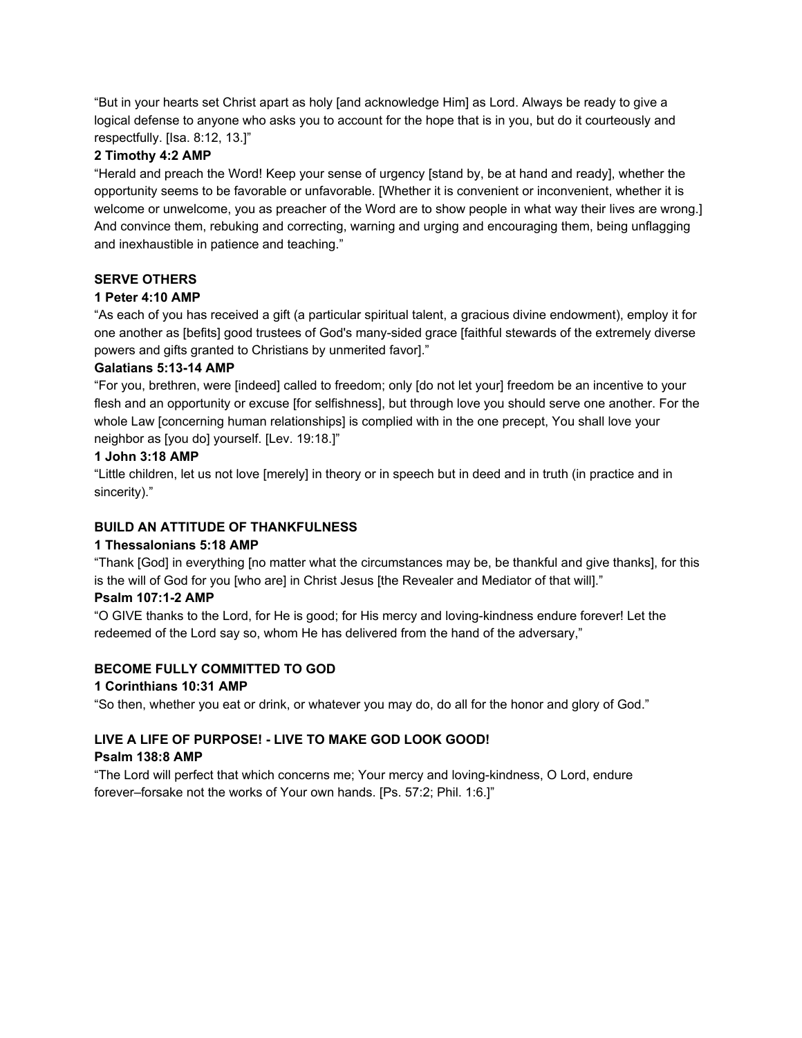"But in your hearts set Christ apart as holy [and acknowledge Him] as Lord. Always be ready to give a logical defense to anyone who asks you to account for the hope that is in you, but do it courteously and respectfully. [Isa. 8:12, 13.]"

**2 Timothy 4:2 AMP**

"Herald and preach the Word! Keep your sense of urgency [stand by, be at hand and ready], whether the opportunity seems to be favorable or unfavorable. [Whether it is convenient or inconvenient, whether it is welcome or unwelcome, you as preacher of the Word are to show people in what way their lives are wrong.] And convince them, rebuking and correcting, warning and urging and encouraging them, being unflagging and inexhaustible in patience and teaching."

### SERVE OTHERS

**1 Peter 4:10 AMP**

"As each of you has received a gift (a particular spiritual talent, a gracious divine endowment), employ it for one another as [befits] good trustees of God's many-sided grace [faithful stewards of the extremely diverse powers and gifts granted to Christians by unmerited favor]."

**Galatians 5:13-14 AMP**

"For you, brethren, were [indeed] called to freedom; only [do not let your] freedom be an incentive to your flesh and an opportunity or excuse [for selfishness], but through love you should serve one another. For the whole Law [concerning human relationships] is complied with in the one precept, You shall love your neighbor as [you do] yourself. [Lev. 19:18.]"

**1 John 3:18 AMP**

"Little children, let us not love [merely] in theory or in speech but in deed and in truth (in practice and in sincerity)."

### BUILD AN ATTITUDE OF THANKFULNESS

**1 Thessalonians 5:18 AMP**

"Thank [God] in everything [no matter what the circumstances may be, be thankful and give thanks], for this is the will of God for you [who are] in Christ Jesus [the Revealer and Mediator of that will]."

**Psalm 107:1-2 AMP**

"O GIVE thanks to the Lord, for He is good; for His mercy and loving-kindness endure forever! Let the redeemed of the Lord say so, whom He has delivered from the hand of the adversary,"

### BECOME FULLY COMMITTED TO GOD

**1 Corinthians 10:31 AMP**

"So then, whether you eat or drink, or whatever you may do, do all for the honor and glory of God."

### LIVE A LIFE OF PURPOSE! - LIVE TO MAKE GOD LOOK GOOD!

**Psalm 138:8 AMP**

"The Lord will perfect that which concerns me; Your mercy and loving-kindness, O Lord, endure forever–forsake not the works of Your own hands. [Ps. 57:2; Phil. 1:6.]"